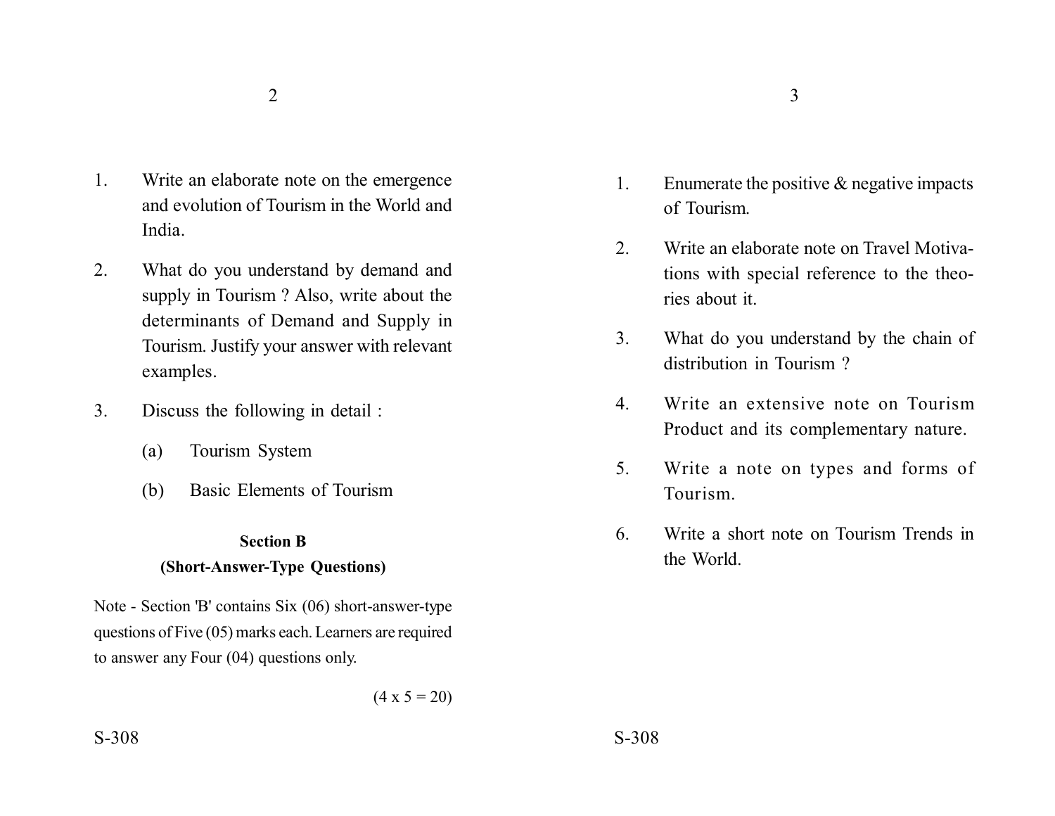1. Write an elaborate note on the emergence and evolution of Tourism in the World and India.

2. What do you understand by demand and supply in Tourism ? Also, write about the determinants of Demand and Supply in Tourism. Justify your answer with relevant examples.

3. Discuss the following in detail :

   (a) Tourism System

   (b) Basic Elements of Tourism

**Section B**
**(Short-Answer-Type Questions)**

Note - Section 'B' contains Six (06) short-answer-type questions of Five (05) marks each. Learners are required to answer any Four (04) questions only.

(4 x 5 = 20)

1. Enumerate the positive & negative impacts of Tourism.

2. Write an elaborate note on Travel Motivations with special reference to the theories about it.

3. What do you understand by the chain of distribution in Tourism ?

4. Write an extensive note on Tourism Product and its complementary nature.

5. Write a note on types and forms of Tourism.

6. Write a short note on Tourism Trends in the World.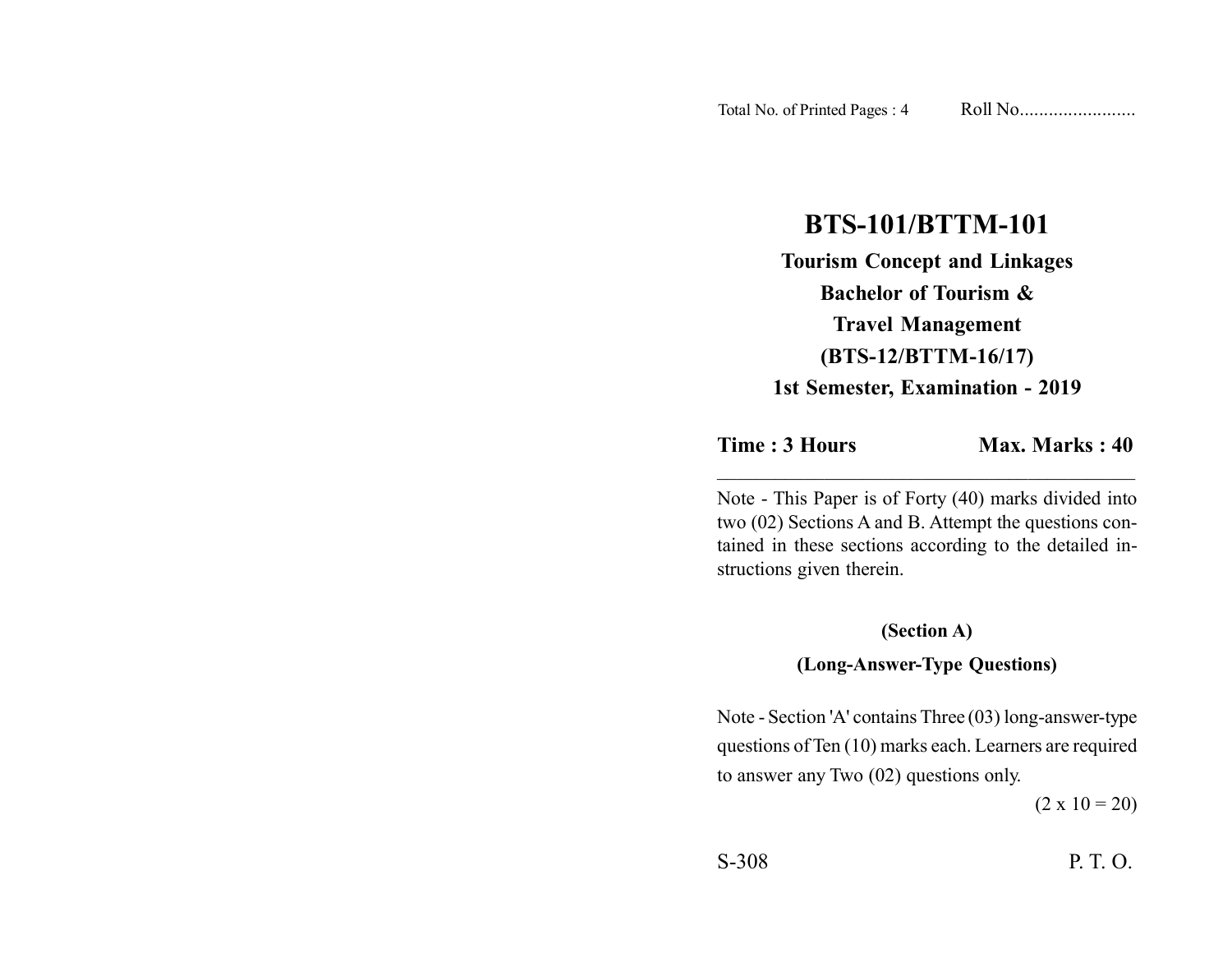Total No. of Printed Pages : 4 Roll No........................

# BTS-101/BTTM-101

**Tourism Concept and Linkages**

**Bachelor of Tourism &**

**Travel Management**

**(BTS-12/BTTM-16/17)**

**1st Semester, Examination - 2019**

**Time : 3 Hours** **Max. Marks : 40**

---

Note - This Paper is of Forty (40) marks divided into two (02) Sections A and B. Attempt the questions contained in these sections according to the detailed instructions given therein.

## (Section A)

## (Long-Answer-Type Questions)

Note - Section 'A' contains Three (03) long-answer-type questions of Ten (10) marks each. Learners are required to answer any Two (02) questions only.

(2 x 10 = 20)

S-308 P. T. O.